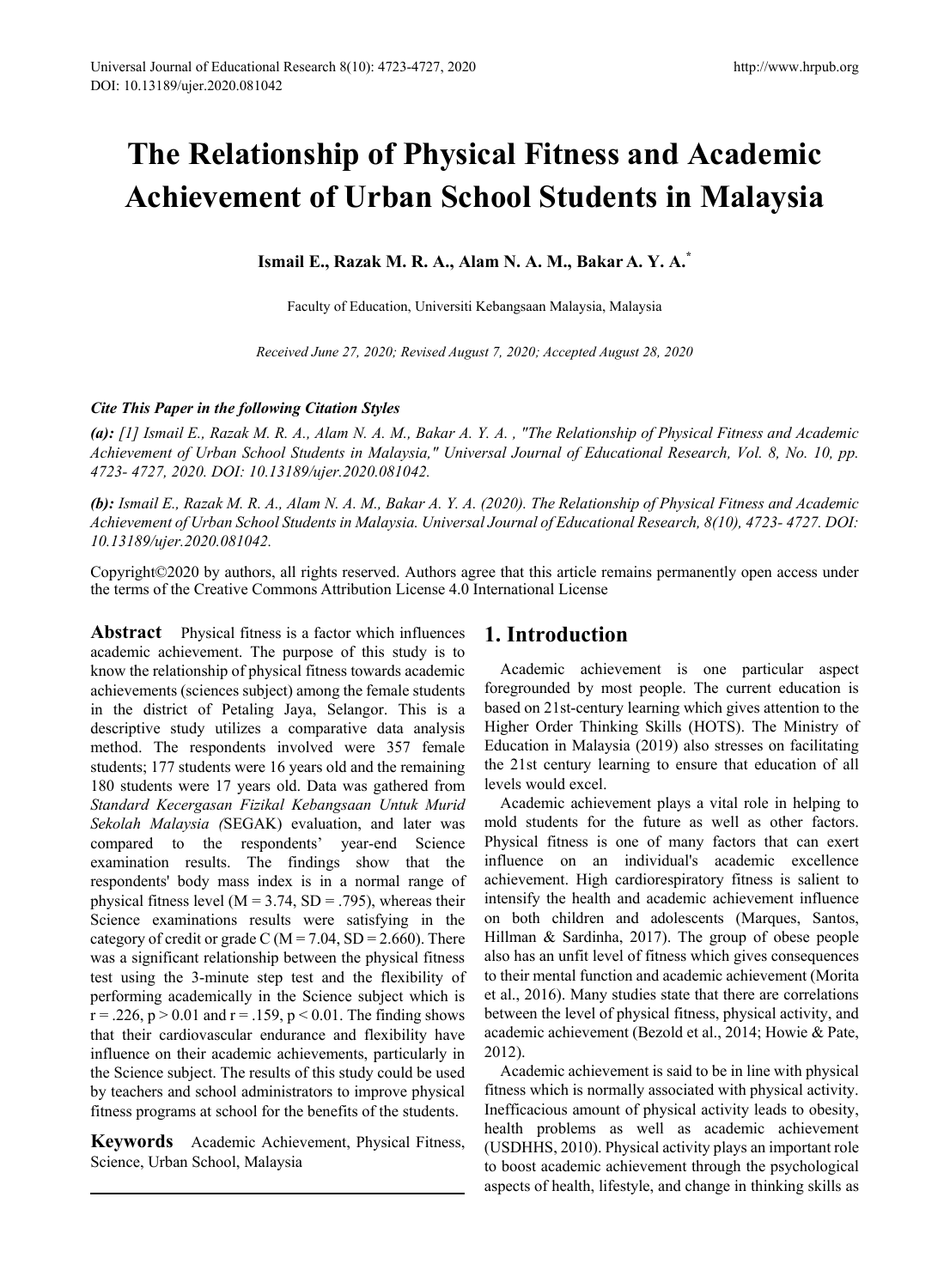# The Relationship of Physical Fitness and Academic Achievement of Urban School Students in Malaysia

**Ismail E., Razak M. R. A., Alam N. A. M., Bakar A. Y. A.[*]**

Faculty of Education, Universiti Kebangsaan Malaysia, Malaysia

*Received June 27, 2020; Revised August 7, 2020; Accepted August 28, 2020*

***Cite This Paper in the following Citation Styles***

***(a):*** *[1] Ismail E., Razak M. R. A., Alam N. A. M., Bakar A. Y. A. , "The Relationship of Physical Fitness and Academic Achievement of Urban School Students in Malaysia," Universal Journal of Educational Research, Vol. 8, No. 10, pp. 4723- 4727, 2020. DOI: 10.13189/ujer.2020.081042.*

***(b):*** *Ismail E., Razak M. R. A., Alam N. A. M., Bakar A. Y. A. (2020). The Relationship of Physical Fitness and Academic Achievement of Urban School Students in Malaysia. Universal Journal of Educational Research, 8(10), 4723- 4727. DOI: 10.13189/ujer.2020.081042.*

Copyright©2020 by authors, all rights reserved. Authors agree that this article remains permanently open access under the terms of the Creative Commons Attribution License 4.0 International License

**Abstract** Physical fitness is a factor which influences academic achievement. The purpose of this study is to know the relationship of physical fitness towards academic achievements (sciences subject) among the female students in the district of Petaling Jaya, Selangor. This is a descriptive study utilizes a comparative data analysis method. The respondents involved were 357 female students; 177 students were 16 years old and the remaining 180 students were 17 years old. Data was gathered from *Standard Kecergasan Fizikal Kebangsaan Untuk Murid Sekolah Malaysia (*SEGAK) evaluation, and later was compared to the respondents' year-end Science examination results. The findings show that the respondents' body mass index is in a normal range of physical fitness level ($M = 3.74$, $SD = .795$), whereas their Science examinations results were satisfying in the category of credit or grade C ($M = 7.04$, $SD = 2.660$). There was a significant relationship between the physical fitness test using the 3-minute step test and the flexibility of performing academically in the Science subject which is $r = .226$, $p > 0.01$ and $r = .159$, $p < 0.01$. The finding shows that their cardiovascular endurance and flexibility have influence on their academic achievements, particularly in the Science subject. The results of this study could be used by teachers and school administrators to improve physical fitness programs at school for the benefits of the students.

**Keywords** Academic Achievement, Physical Fitness, Science, Urban School, Malaysia

## 1. Introduction

Academic achievement is one particular aspect foregrounded by most people. The current education is based on 21st-century learning which gives attention to the Higher Order Thinking Skills (HOTS). The Ministry of Education in Malaysia (2019) also stresses on facilitating the 21st century learning to ensure that education of all levels would excel.

Academic achievement plays a vital role in helping to mold students for the future as well as other factors. Physical fitness is one of many factors that can exert influence on an individual's academic excellence achievement. High cardiorespiratory fitness is salient to intensify the health and academic achievement influence on both children and adolescents (Marques, Santos, Hillman & Sardinha, 2017). The group of obese people also has an unfit level of fitness which gives consequences to their mental function and academic achievement (Morita et al., 2016). Many studies state that there are correlations between the level of physical fitness, physical activity, and academic achievement (Bezold et al., 2014; Howie & Pate, 2012).

Academic achievement is said to be in line with physical fitness which is normally associated with physical activity. Inefficacious amount of physical activity leads to obesity, health problems as well as academic achievement (USDHHS, 2010). Physical activity plays an important role to boost academic achievement through the psychological aspects of health, lifestyle, and change in thinking skills as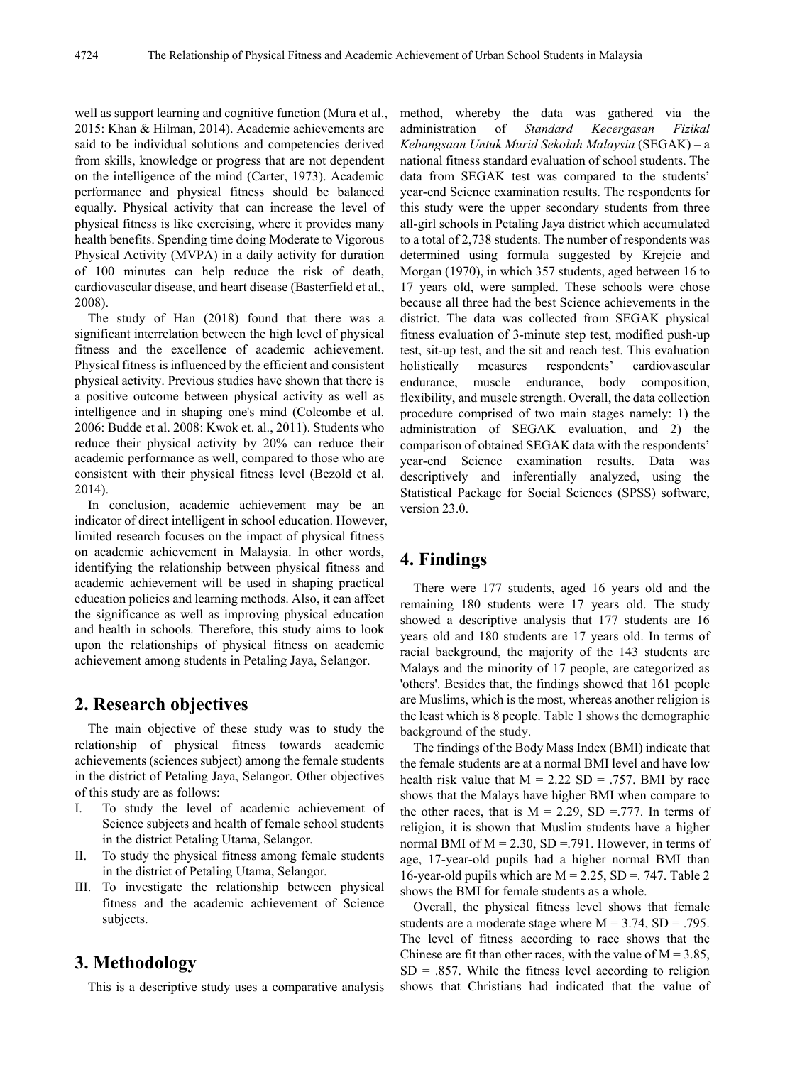well as support learning and cognitive function (Mura et al., 2015: Khan & Hilman, 2014). Academic achievements are said to be individual solutions and competencies derived from skills, knowledge or progress that are not dependent on the intelligence of the mind (Carter, 1973). Academic performance and physical fitness should be balanced equally. Physical activity that can increase the level of physical fitness is like exercising, where it provides many health benefits. Spending time doing Moderate to Vigorous Physical Activity (MVPA) in a daily activity for duration of 100 minutes can help reduce the risk of death, cardiovascular disease, and heart disease (Basterfield et al., 2008).

The study of Han (2018) found that there was a significant interrelation between the high level of physical fitness and the excellence of academic achievement. Physical fitness is influenced by the efficient and consistent physical activity. Previous studies have shown that there is a positive outcome between physical activity as well as intelligence and in shaping one's mind (Colcombe et al. 2006: Budde et al. 2008: Kwok et. al., 2011). Students who reduce their physical activity by 20% can reduce their academic performance as well, compared to those who are consistent with their physical fitness level (Bezold et al. 2014).

In conclusion, academic achievement may be an indicator of direct intelligent in school education. However, limited research focuses on the impact of physical fitness on academic achievement in Malaysia. In other words, identifying the relationship between physical fitness and academic achievement will be used in shaping practical education policies and learning methods. Also, it can affect the significance as well as improving physical education and health in schools. Therefore, this study aims to look upon the relationships of physical fitness on academic achievement among students in Petaling Jaya, Selangor.

## 2. Research objectives

The main objective of these study was to study the relationship of physical fitness towards academic achievements (sciences subject) among the female students in the district of Petaling Jaya, Selangor. Other objectives of this study are as follows:

I. To study the level of academic achievement of Science subjects and health of female school students in the district Petaling Utama, Selangor.
II. To study the physical fitness among female students in the district of Petaling Utama, Selangor.
III. To investigate the relationship between physical fitness and the academic achievement of Science subjects.

## 3. Methodology

This is a descriptive study uses a comparative analysis method, whereby the data was gathered via the administration of *Standard Kecergasan Fizikal Kebangsaan Untuk Murid Sekolah Malaysia* (SEGAK) – a national fitness standard evaluation of school students. The data from SEGAK test was compared to the students' year-end Science examination results. The respondents for this study were the upper secondary students from three all-girl schools in Petaling Jaya district which accumulated to a total of 2,738 students. The number of respondents was determined using formula suggested by Krejcie and Morgan (1970), in which 357 students, aged between 16 to 17 years old, were sampled. These schools were chose because all three had the best Science achievements in the district. The data was collected from SEGAK physical fitness evaluation of 3-minute step test, modified push-up test, sit-up test, and the sit and reach test. This evaluation holistically measures respondents' cardiovascular endurance, muscle endurance, body composition, flexibility, and muscle strength. Overall, the data collection procedure comprised of two main stages namely: 1) the administration of SEGAK evaluation, and 2) the comparison of obtained SEGAK data with the respondents' year-end Science examination results. Data was descriptively and inferentially analyzed, using the Statistical Package for Social Sciences (SPSS) software, version 23.0.

## 4. Findings

There were 177 students, aged 16 years old and the remaining 180 students were 17 years old. The study showed a descriptive analysis that 177 students are 16 years old and 180 students are 17 years old. In terms of racial background, the majority of the 143 students are Malays and the minority of 17 people, are categorized as 'others'. Besides that, the findings showed that 161 people are Muslims, which is the most, whereas another religion is the least which is 8 people. Table 1 shows the demographic background of the study.

The findings of the Body Mass Index (BMI) indicate that the female students are at a normal BMI level and have low health risk value that $M = 2.22$ $SD = .757$. BMI by race shows that the Malays have higher BMI when compare to the other races, that is $M = 2.29$, $SD = .777$. In terms of religion, it is shown that Muslim students have a higher normal BMI of $M = 2.30$, $SD = .791$. However, in terms of age, 17-year-old pupils had a higher normal BMI than 16-year-old pupils which are $M = 2.25$, $SD = .747$. Table 2 shows the BMI for female students as a whole.

Overall, the physical fitness level shows that female students are a moderate stage where $M = 3.74$, $SD = .795$. The level of fitness according to race shows that the Chinese are fit than other races, with the value of $M = 3.85$, $SD = .857$. While the fitness level according to religion shows that Christians had indicated that the value of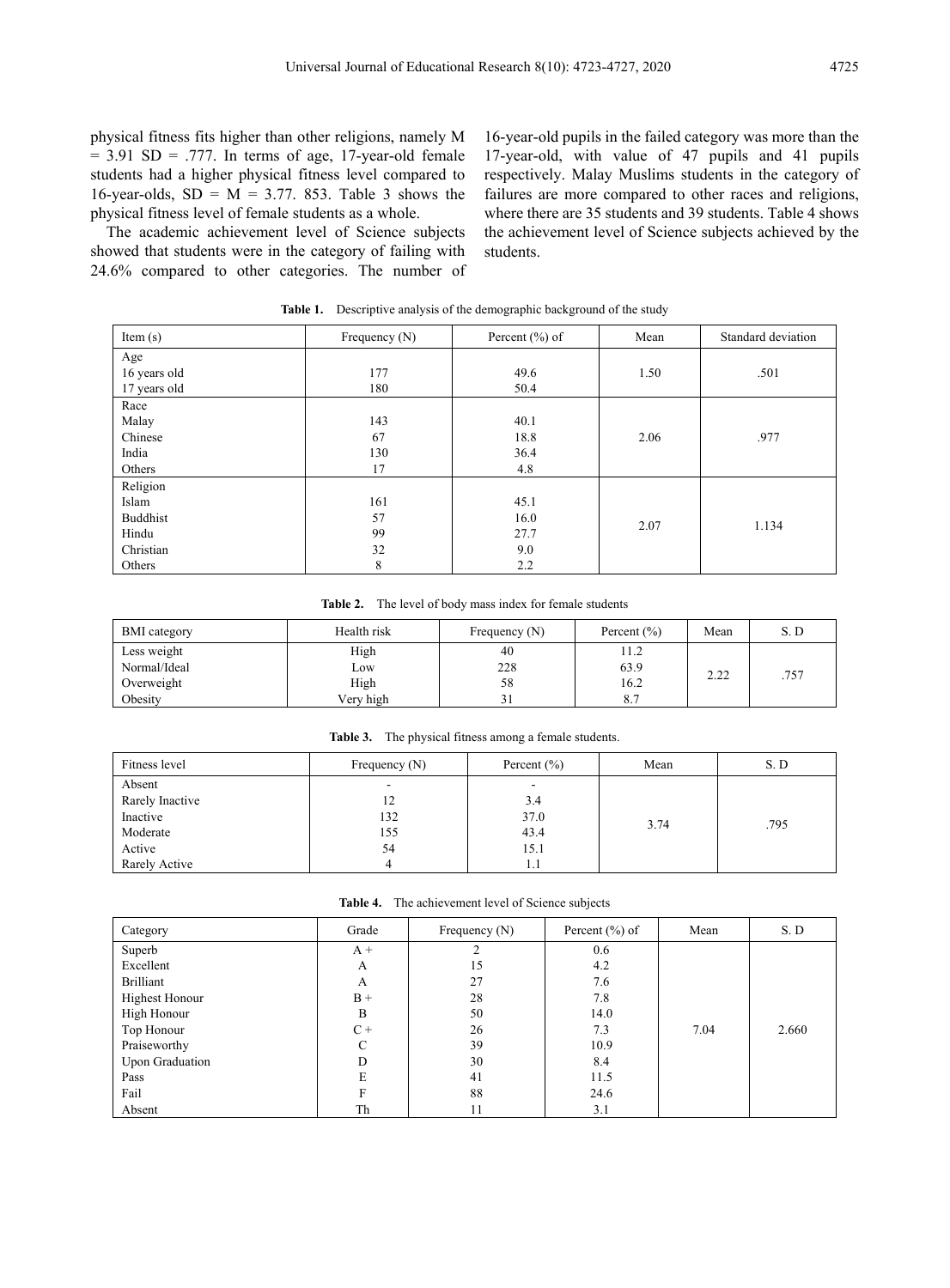physical fitness fits higher than other religions, namely M = 3.91 SD = .777. In terms of age, 17-year-old female students had a higher physical fitness level compared to 16-year-olds, SD = M = 3.77. 853. Table 3 shows the physical fitness level of female students as a whole.

The academic achievement level of Science subjects showed that students were in the category of failing with 24.6% compared to other categories. The number of 16-year-old pupils in the failed category was more than the 17-year-old, with value of 47 pupils and 41 pupils respectively. Malay Muslims students in the category of failures are more compared to other races and religions, where there are 35 students and 39 students. Table 4 shows the achievement level of Science subjects achieved by the students.

**Table 1.** Descriptive analysis of the demographic background of the study

| Item (s) | Frequency (N) | Percent (%) of | Mean | Standard deviation |
|---|---|---|---|---|
| Age | | | | |
| 16 years old | 177 | 49.6 | 1.50 | .501 |
| 17 years old | 180 | 50.4 | | |
| Race | | | | |
| Malay | 143 | 40.1 | 2.06 | .977 |
| Chinese | 67 | 18.8 | | |
| India | 130 | 36.4 | | |
| Others | 17 | 4.8 | | |
| Religion | | | | |
| Islam | 161 | 45.1 | 2.07 | 1.134 |
| Buddhist | 57 | 16.0 | | |
| Hindu | 99 | 27.7 | | |
| Christian | 32 | 9.0 | | |
| Others | 8 | 2.2 | | |

**Table 2.** The level of body mass index for female students

| BMI category | Health risk | Frequency (N) | Percent (%) | Mean | S. D |
|---|---|---|---|---|---|
| Less weight | High | 40 | 11.2 | 2.22 | .757 |
| Normal/Ideal | Low | 228 | 63.9 | | |
| Overweight | High | 58 | 16.2 | | |
| Obesity | Very high | 31 | 8.7 | | |

**Table 3.** The physical fitness among a female students.

| Fitness level | Frequency (N) | Percent (%) | Mean | S. D |
|---|---|---|---|---|
| Absent | - | - | 3.74 | .795 |
| Rarely Inactive | 12 | 3.4 | | |
| Inactive | 132 | 37.0 | | |
| Moderate | 155 | 43.4 | | |
| Active | 54 | 15.1 | | |
| Rarely Active | 4 | 1.1 | | |

**Table 4.** The achievement level of Science subjects

| Category | Grade | Frequency (N) | Percent (%) of | Mean | S. D |
|---|---|---|---|---|---|
| Superb | A + | 2 | 0.6 | 7.04 | 2.660 |
| Excellent | A | 15 | 4.2 | | |
| Brilliant | A | 27 | 7.6 | | |
| Highest Honour | B + | 28 | 7.8 | | |
| High Honour | B | 50 | 14.0 | | |
| Top Honour | C + | 26 | 7.3 | | |
| Praiseworthy | C | 39 | 10.9 | | |
| Upon Graduation | D | 30 | 8.4 | | |
| Pass | E | 41 | 11.5 | | |
| Fail | F | 88 | 24.6 | | |
| Absent | Th | 11 | 3.1 | | |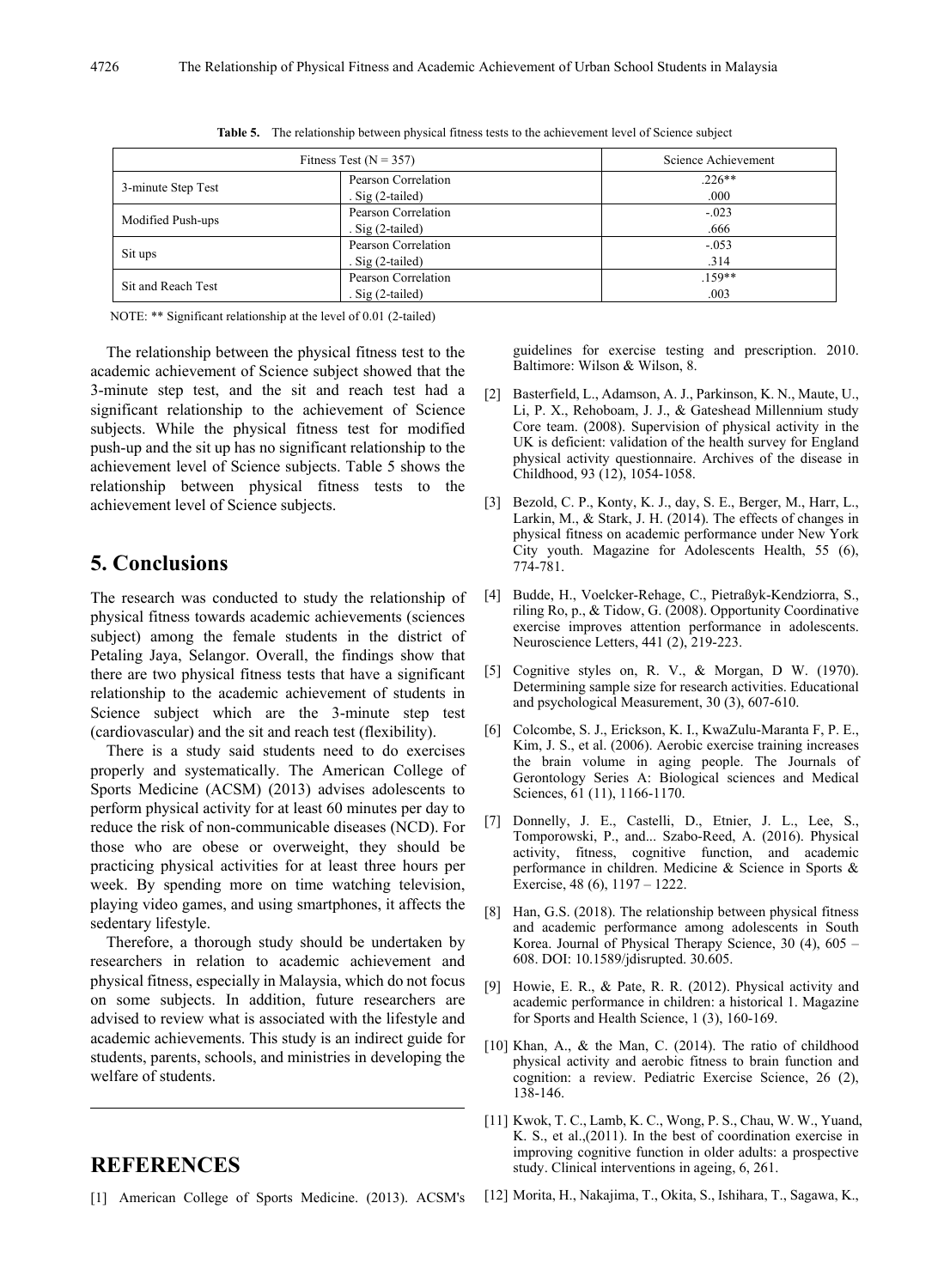**Table 5.** The relationship between physical fitness tests to the achievement level of Science subject

| Fitness Test (N = 357) | | Science Achievement |
|---|---|---|
| 3-minute Step Test | Pearson Correlation | .226** |
| | . Sig (2-tailed) | .000 |
| Modified Push-ups | Pearson Correlation | -.023 |
| | . Sig (2-tailed) | .666 |
| Sit ups | Pearson Correlation | -.053 |
| | . Sig (2-tailed) | .314 |
| Sit and Reach Test | Pearson Correlation | .159** |
| | . Sig (2-tailed) | .003 |

NOTE: ** Significant relationship at the level of 0.01 (2-tailed)

The relationship between the physical fitness test to the academic achievement of Science subject showed that the 3-minute step test, and the sit and reach test had a significant relationship to the achievement of Science subjects. While the physical fitness test for modified push-up and the sit up has no significant relationship to the achievement level of Science subjects. Table 5 shows the relationship between physical fitness tests to the achievement level of Science subjects.

## 5. Conclusions

The research was conducted to study the relationship of physical fitness towards academic achievements (sciences subject) among the female students in the district of Petaling Jaya, Selangor. Overall, the findings show that there are two physical fitness tests that have a significant relationship to the academic achievement of students in Science subject which are the 3-minute step test (cardiovascular) and the sit and reach test (flexibility).

There is a study said students need to do exercises properly and systematically. The American College of Sports Medicine (ACSM) (2013) advises adolescents to perform physical activity for at least 60 minutes per day to reduce the risk of non-communicable diseases (NCD). For those who are obese or overweight, they should be practicing physical activities for at least three hours per week. By spending more on time watching television, playing video games, and using smartphones, it affects the sedentary lifestyle.

Therefore, a thorough study should be undertaken by researchers in relation to academic achievement and physical fitness, especially in Malaysia, which do not focus on some subjects. In addition, future researchers are advised to review what is associated with the lifestyle and academic achievements. This study is an indirect guide for students, parents, schools, and ministries in developing the welfare of students.

## REFERENCES

[1] American College of Sports Medicine. (2013). ACSM's guidelines for exercise testing and prescription. 2010. Baltimore: Wilson & Wilson, 8.

[2] Basterfield, L., Adamson, A. J., Parkinson, K. N., Maute, U., Li, P. X., Rehoboam, J. J., & Gateshead Millennium study Core team. (2008). Supervision of physical activity in the UK is deficient: validation of the health survey for England physical activity questionnaire. Archives of the disease in Childhood, 93 (12), 1054-1058.

[3] Bezold, C. P., Konty, K. J., day, S. E., Berger, M., Harr, L., Larkin, M., & Stark, J. H. (2014). The effects of changes in physical fitness on academic performance under New York City youth. Magazine for Adolescents Health, 55 (6), 774-781.

[4] Budde, H., Voelcker-Rehage, C., Pietraßyk-Kendziorra, S., riling Ro, p., & Tidow, G. (2008). Opportunity Coordinative exercise improves attention performance in adolescents. Neuroscience Letters, 441 (2), 219-223.

[5] Cognitive styles on, R. V., & Morgan, D W. (1970). Determining sample size for research activities. Educational and psychological Measurement, 30 (3), 607-610.

[6] Colcombe, S. J., Erickson, K. I., KwaZulu-Maranta F, P. E., Kim, J. S., et al. (2006). Aerobic exercise training increases the brain volume in aging people. The Journals of Gerontology Series A: Biological sciences and Medical Sciences, 61 (11), 1166-1170.

[7] Donnelly, J. E., Castelli, D., Etnier, J. L., Lee, S., Tomporowski, P., and... Szabo-Reed, A. (2016). Physical activity, fitness, cognitive function, and academic performance in children. Medicine & Science in Sports & Exercise, 48 (6), 1197 – 1222.

[8] Han, G.S. (2018). The relationship between physical fitness and academic performance among adolescents in South Korea. Journal of Physical Therapy Science, 30 (4), 605 – 608. DOI: 10.1589/jdisrupted. 30.605.

[9] Howie, E. R., & Pate, R. R. (2012). Physical activity and academic performance in children: a historical 1. Magazine for Sports and Health Science, 1 (3), 160-169.

[10] Khan, A., & the Man, C. (2014). The ratio of childhood physical activity and aerobic fitness to brain function and cognition: a review. Pediatric Exercise Science, 26 (2), 138-146.

[11] Kwok, T. C., Lamb, K. C., Wong, P. S., Chau, W. W., Yuand, K. S., et al.,(2011). In the best of coordination exercise in improving cognitive function in older adults: a prospective study. Clinical interventions in ageing, 6, 261.

[12] Morita, H., Nakajima, T., Okita, S., Ishihara, T., Sagawa, K.,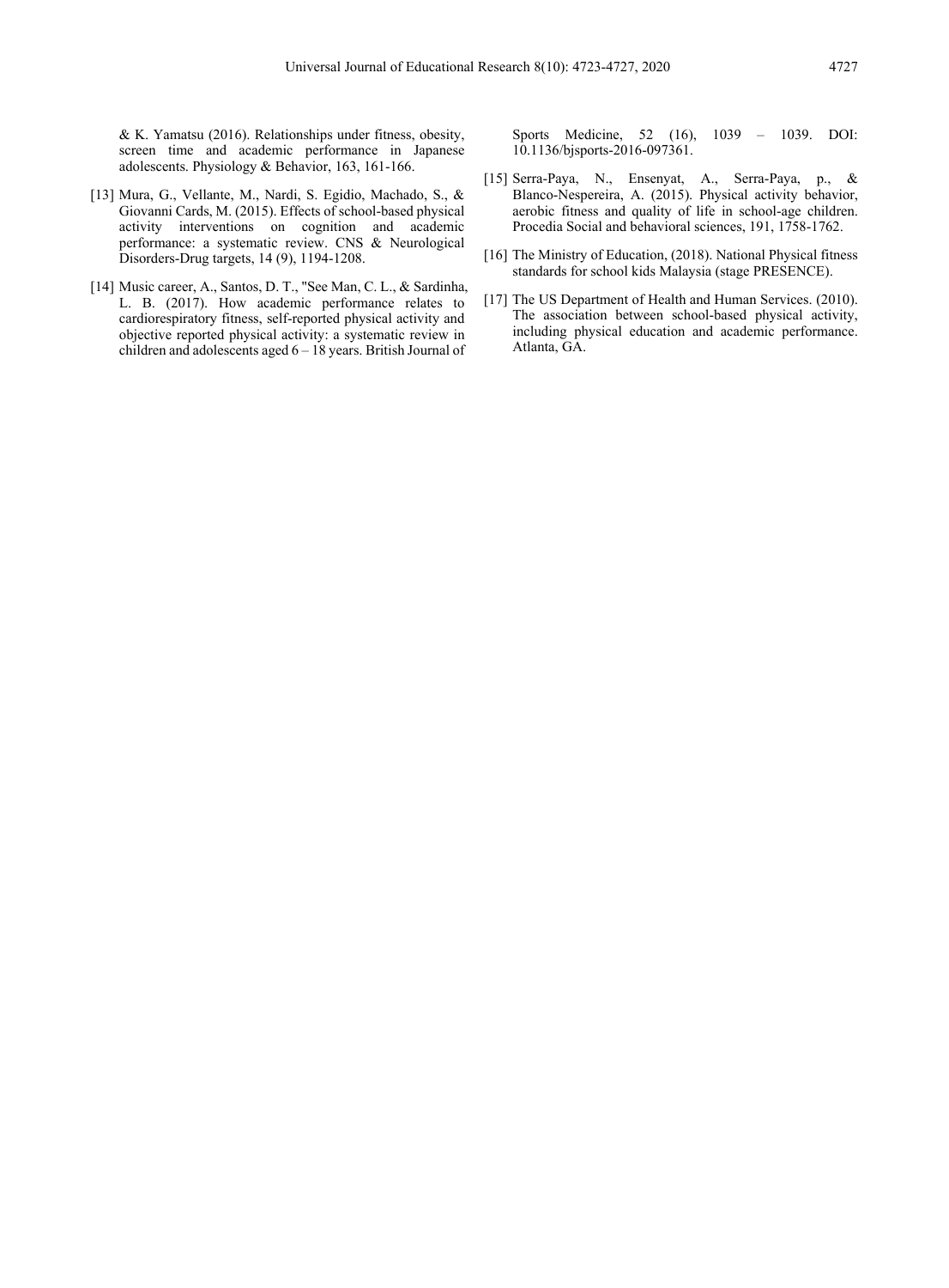& K. Yamatsu (2016). Relationships under fitness, obesity, screen time and academic performance in Japanese adolescents. Physiology & Behavior, 163, 161-166.

[13] Mura, G., Vellante, M., Nardi, S. Egidio, Machado, S., & Giovanni Cards, M. (2015). Effects of school-based physical activity interventions on cognition and academic performance: a systematic review. CNS & Neurological Disorders-Drug targets, 14 (9), 1194-1208.

[14] Music career, A., Santos, D. T., "See Man, C. L., & Sardinha, L. B. (2017). How academic performance relates to cardiorespiratory fitness, self-reported physical activity and objective reported physical activity: a systematic review in children and adolescents aged 6 – 18 years. British Journal of Sports Medicine, 52 (16), 1039 – 1039. DOI: 10.1136/bjsports-2016-097361.

[15] Serra-Paya, N., Ensenyat, A., Serra-Paya, p., & Blanco-Nespereira, A. (2015). Physical activity behavior, aerobic fitness and quality of life in school-age children. Procedia Social and behavioral sciences, 191, 1758-1762.

[16] The Ministry of Education, (2018). National Physical fitness standards for school kids Malaysia (stage PRESENCE).

[17] The US Department of Health and Human Services. (2010). The association between school-based physical activity, including physical education and academic performance. Atlanta, GA.